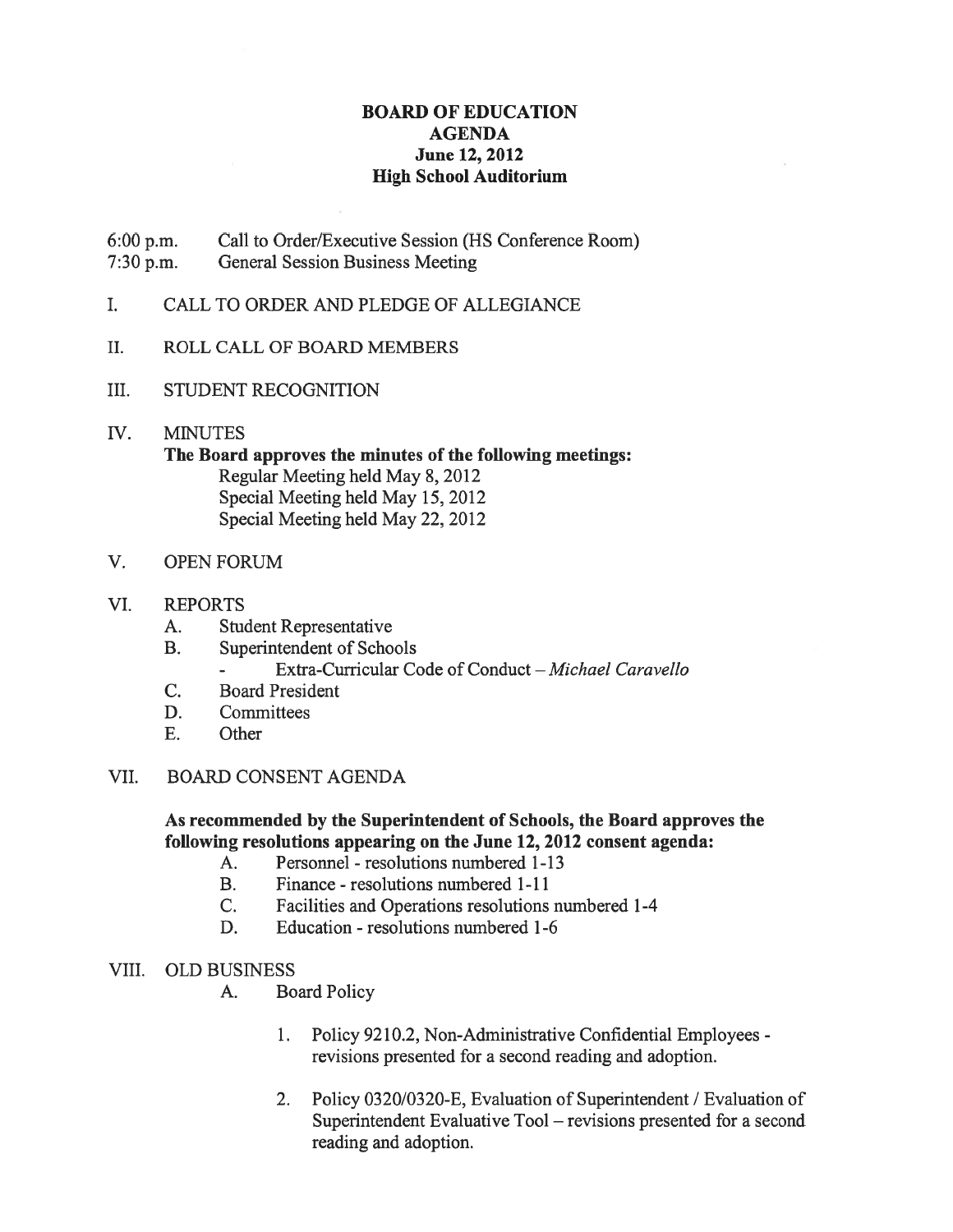# BOARD OF EDUCATION
## AGENDA
### June 12, 2012
### High School Auditorium

6:00 p.m. Call to Order/Executive Session (HS Conference Room)
7:30 p.m. General Session Business Meeting

I. CALL TO ORDER AND PLEDGE OF ALLEGIANCE

II. ROLL CALL OF BOARD MEMBERS

III. STUDENT RECOGNITION

IV. MINUTES

**The Board approves the minutes of the following meetings:**

Regular Meeting held May 8, 2012
Special Meeting held May 15, 2012
Special Meeting held May 22, 2012

V. OPEN FORUM

VI. REPORTS

A. Student Representative
B. Superintendent of Schools
   - Extra-Curricular Code of Conduct – *Michael Caravello*
C. Board President
D. Committees
E. Other

VII. BOARD CONSENT AGENDA

**As recommended by the Superintendent of Schools, the Board approves the following resolutions appearing on the June 12, 2012 consent agenda:**

A. Personnel - resolutions numbered 1-13
B. Finance - resolutions numbered 1-11
C. Facilities and Operations resolutions numbered 1-4
D. Education - resolutions numbered 1-6

VIII. OLD BUSINESS

A. Board Policy

1. Policy 9210.2, Non-Administrative Confidential Employees - revisions presented for a second reading and adoption.

2. Policy 0320/0320-E, Evaluation of Superintendent / Evaluation of Superintendent Evaluative Tool – revisions presented for a second reading and adoption.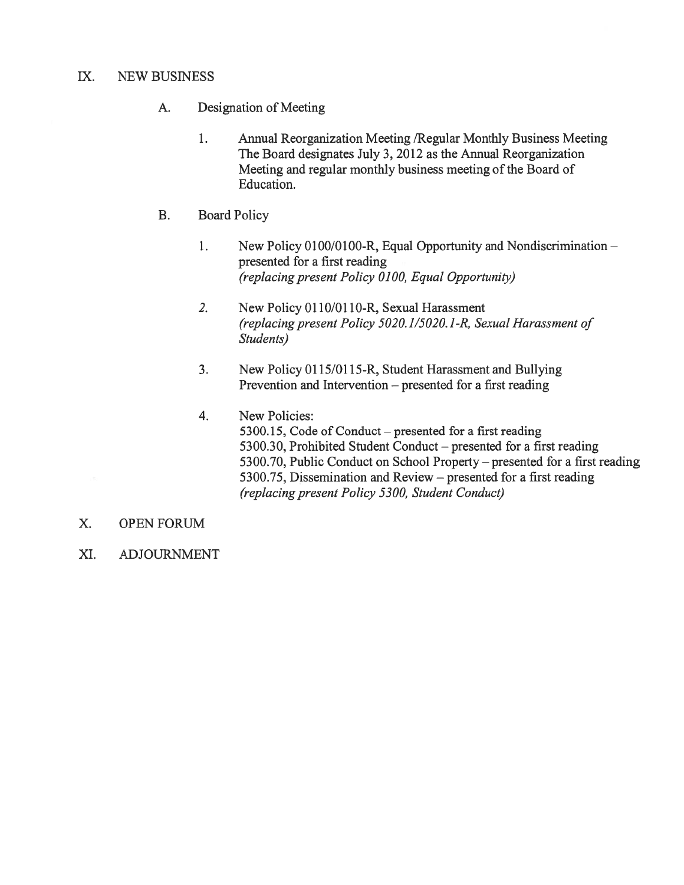## IX. NEW BUSINESS

A. Designation of Meeting

1. Annual Reorganization Meeting /Regular Monthly Business Meeting
   The Board designates July 3, 2012 as the Annual Reorganization Meeting and regular monthly business meeting of the Board of Education.

B. Board Policy

1. New Policy 0100/0100-R, Equal Opportunity and Nondiscrimination – presented for a first reading
   *(replacing present Policy 0100, Equal Opportunity)*

2. New Policy 0110/0110-R, Sexual Harassment
   *(replacing present Policy 5020.1/5020.1-R, Sexual Harassment of Students)*

3. New Policy 0115/0115-R, Student Harassment and Bullying Prevention and Intervention – presented for a first reading

4. New Policies:
   5300.15, Code of Conduct – presented for a first reading
   5300.30, Prohibited Student Conduct – presented for a first reading
   5300.70, Public Conduct on School Property – presented for a first reading
   5300.75, Dissemination and Review – presented for a first reading
   *(replacing present Policy 5300, Student Conduct)*

## X. OPEN FORUM

## XI. ADJOURNMENT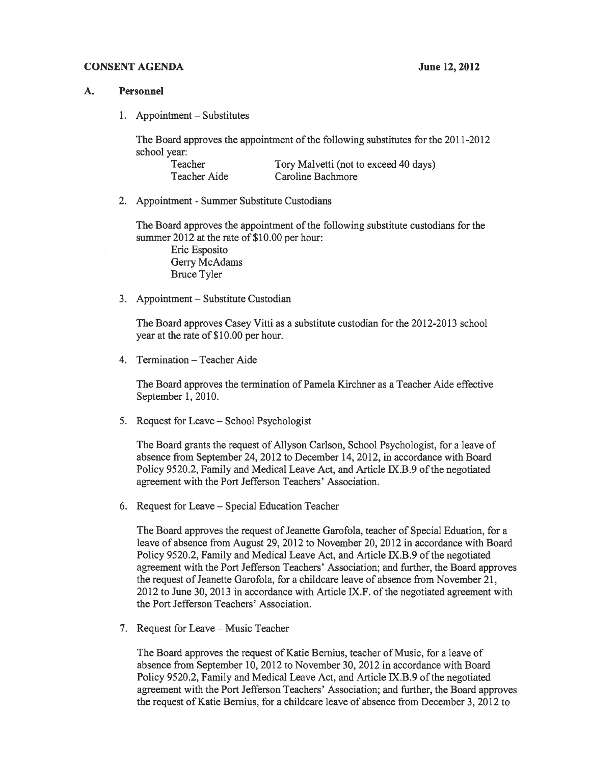**CONSENT AGENDA** **June 12, 2012**

**A. Personnel**

1. Appointment – Substitutes

   The Board approves the appointment of the following substitutes for the 2011-2012 school year:

   | | |
   |---|---|
   | Teacher | Tory Malvetti (not to exceed 40 days) |
   | Teacher Aide | Caroline Bachmore |

2. Appointment - Summer Substitute Custodians

   The Board approves the appointment of the following substitute custodians for the summer 2012 at the rate of $10.00 per hour:

   Eric Esposito
   Gerry McAdams
   Bruce Tyler

3. Appointment – Substitute Custodian

   The Board approves Casey Vitti as a substitute custodian for the 2012-2013 school year at the rate of $10.00 per hour.

4. Termination – Teacher Aide

   The Board approves the termination of Pamela Kirchner as a Teacher Aide effective September 1, 2010.

5. Request for Leave – School Psychologist

   The Board grants the request of Allyson Carlson, School Psychologist, for a leave of absence from September 24, 2012 to December 14, 2012, in accordance with Board Policy 9520.2, Family and Medical Leave Act, and Article IX.B.9 of the negotiated agreement with the Port Jefferson Teachers' Association.

6. Request for Leave – Special Education Teacher

   The Board approves the request of Jeanette Garofola, teacher of Special Eduation, for a leave of absence from August 29, 2012 to November 20, 2012 in accordance with Board Policy 9520.2, Family and Medical Leave Act, and Article IX.B.9 of the negotiated agreement with the Port Jefferson Teachers' Association; and further, the Board approves the request of Jeanette Garofola, for a childcare leave of absence from November 21, 2012 to June 30, 2013 in accordance with Article IX.F. of the negotiated agreement with the Port Jefferson Teachers' Association.

7. Request for Leave – Music Teacher

   The Board approves the request of Katie Bernius, teacher of Music, for a leave of absence from September 10, 2012 to November 30, 2012 in accordance with Board Policy 9520.2, Family and Medical Leave Act, and Article IX.B.9 of the negotiated agreement with the Port Jefferson Teachers' Association; and further, the Board approves the request of Katie Bernius, for a childcare leave of absence from December 3, 2012 to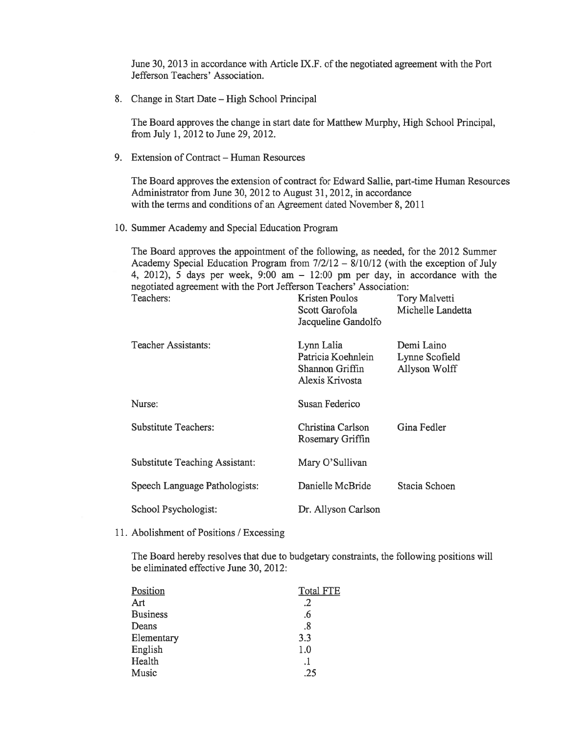June 30, 2013 in accordance with Article IX.F. of the negotiated agreement with the Port Jefferson Teachers' Association.

8. Change in Start Date – High School Principal

   The Board approves the change in start date for Matthew Murphy, High School Principal, from July 1, 2012 to June 29, 2012.

9. Extension of Contract – Human Resources

   The Board approves the extension of contract for Edward Sallie, part-time Human Resources Administrator from June 30, 2012 to August 31, 2012, in accordance with the terms and conditions of an Agreement dated November 8, 2011

10. Summer Academy and Special Education Program

    The Board approves the appointment of the following, as needed, for the 2012 Summer Academy Special Education Program from 7/2/12 – 8/10/12 (with the exception of July 4, 2012), 5 days per week, 9:00 am – 12:00 pm per day, in accordance with the negotiated agreement with the Port Jefferson Teachers' Association:

| | | |
|---|---|---|
| Teachers: | Kristen Poulos | Tory Malvetti |
| | Scott Garofola | Michelle Landetta |
| | Jacqueline Gandolfo | |
| Teacher Assistants: | Lynn Lalia | Demi Laino |
| | Patricia Koehnlein | Lynne Scofield |
| | Shannon Griffin | Allyson Wolff |
| | Alexis Krivosta | |
| Nurse: | Susan Federico | |
| Substitute Teachers: | Christina Carlson | Gina Fedler |
| | Rosemary Griffin | |
| Substitute Teaching Assistant: | Mary O'Sullivan | |
| Speech Language Pathologists: | Danielle McBride | Stacia Schoen |
| School Psychologist: | Dr. Allyson Carlson | |

11. Abolishment of Positions / Excessing

    The Board hereby resolves that due to budgetary constraints, the following positions will be eliminated effective June 30, 2012:

| Position | Total FTE |
|---|---|
| Art | .2 |
| Business | .6 |
| Deans | .8 |
| Elementary | 3.3 |
| English | 1.0 |
| Health | .1 |
| Music | .25 |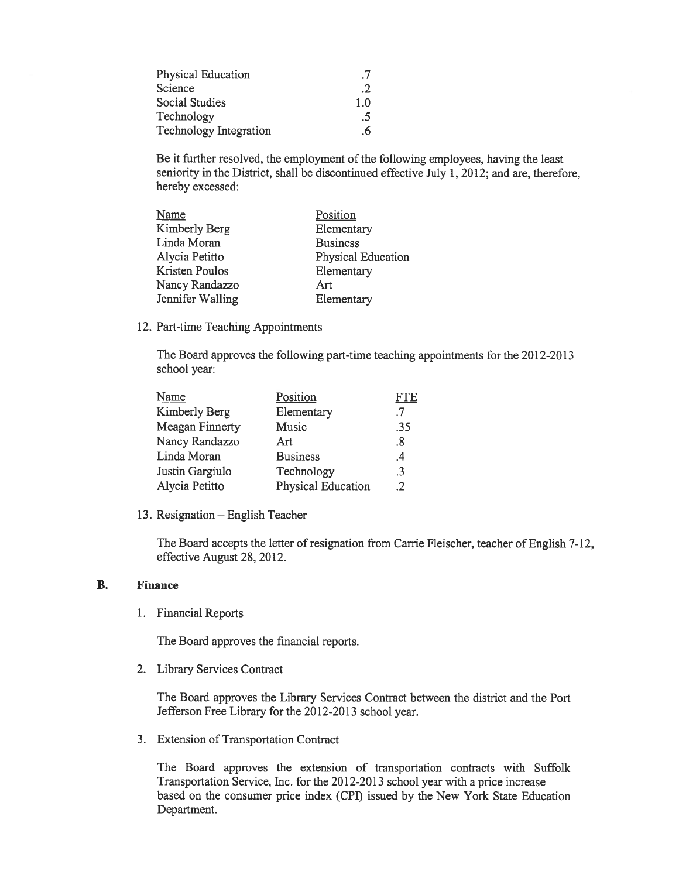| | |
|---|---|
| Physical Education | .7 |
| Science | .2 |
| Social Studies | 1.0 |
| Technology | .5 |
| Technology Integration | .6 |

Be it further resolved, the employment of the following employees, having the least seniority in the District, shall be discontinued effective July 1, 2012; and are, therefore, hereby excessed:

| Name | Position |
|---|---|
| Kimberly Berg | Elementary |
| Linda Moran | Business |
| Alycia Petitto | Physical Education |
| Kristen Poulos | Elementary |
| Nancy Randazzo | Art |
| Jennifer Walling | Elementary |

12. Part-time Teaching Appointments

The Board approves the following part-time teaching appointments for the 2012-2013 school year:

| Name | Position | FTE |
|---|---|---|
| Kimberly Berg | Elementary | .7 |
| Meagan Finnerty | Music | .35 |
| Nancy Randazzo | Art | .8 |
| Linda Moran | Business | .4 |
| Justin Gargiulo | Technology | .3 |
| Alycia Petitto | Physical Education | .2 |

13. Resignation – English Teacher

The Board accepts the letter of resignation from Carrie Fleischer, teacher of English 7-12, effective August 28, 2012.

## B. Finance

1. Financial Reports

The Board approves the financial reports.

2. Library Services Contract

The Board approves the Library Services Contract between the district and the Port Jefferson Free Library for the 2012-2013 school year.

3. Extension of Transportation Contract

The Board approves the extension of transportation contracts with Suffolk Transportation Service, Inc. for the 2012-2013 school year with a price increase based on the consumer price index (CPI) issued by the New York State Education Department.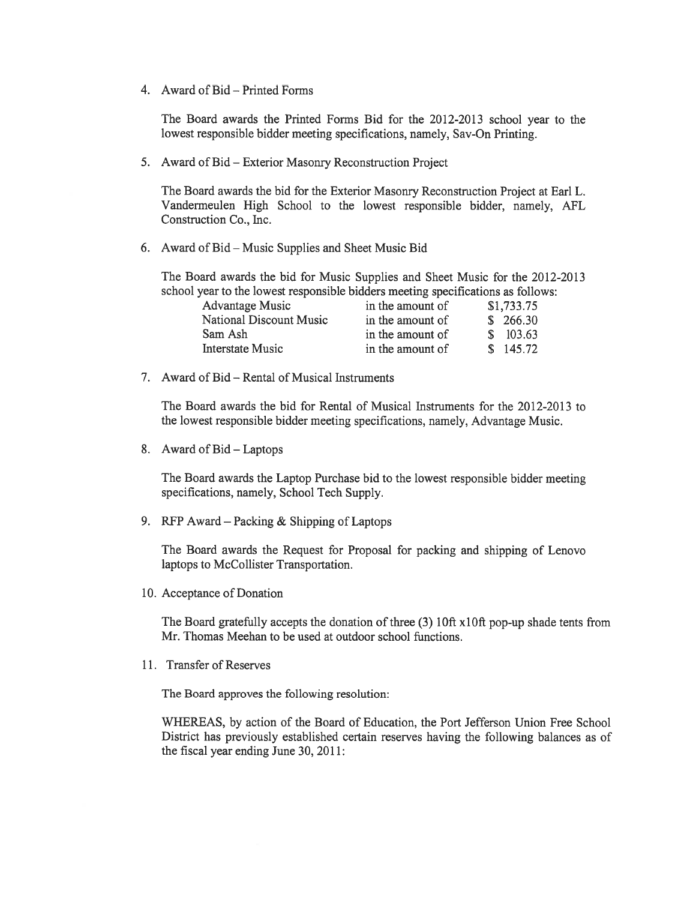4. Award of Bid – Printed Forms

   The Board awards the Printed Forms Bid for the 2012-2013 school year to the lowest responsible bidder meeting specifications, namely, Sav-On Printing.

5. Award of Bid – Exterior Masonry Reconstruction Project

   The Board awards the bid for the Exterior Masonry Reconstruction Project at Earl L. Vandermeulen High School to the lowest responsible bidder, namely, AFL Construction Co., Inc.

6. Award of Bid – Music Supplies and Sheet Music Bid

   The Board awards the bid for Music Supplies and Sheet Music for the 2012-2013 school year to the lowest responsible bidders meeting specifications as follows:

   | | | |
   |---|---|---|
   | Advantage Music | in the amount of | $1,733.75 |
   | National Discount Music | in the amount of | $ 266.30 |
   | Sam Ash | in the amount of | $ 103.63 |
   | Interstate Music | in the amount of | $ 145.72 |

7. Award of Bid – Rental of Musical Instruments

   The Board awards the bid for Rental of Musical Instruments for the 2012-2013 to the lowest responsible bidder meeting specifications, namely, Advantage Music.

8. Award of Bid – Laptops

   The Board awards the Laptop Purchase bid to the lowest responsible bidder meeting specifications, namely, School Tech Supply.

9. RFP Award – Packing & Shipping of Laptops

   The Board awards the Request for Proposal for packing and shipping of Lenovo laptops to McCollister Transportation.

10. Acceptance of Donation

    The Board gratefully accepts the donation of three (3) 10ft x10ft pop-up shade tents from Mr. Thomas Meehan to be used at outdoor school functions.

11. Transfer of Reserves

    The Board approves the following resolution:

    WHEREAS, by action of the Board of Education, the Port Jefferson Union Free School District has previously established certain reserves having the following balances as of the fiscal year ending June 30, 2011: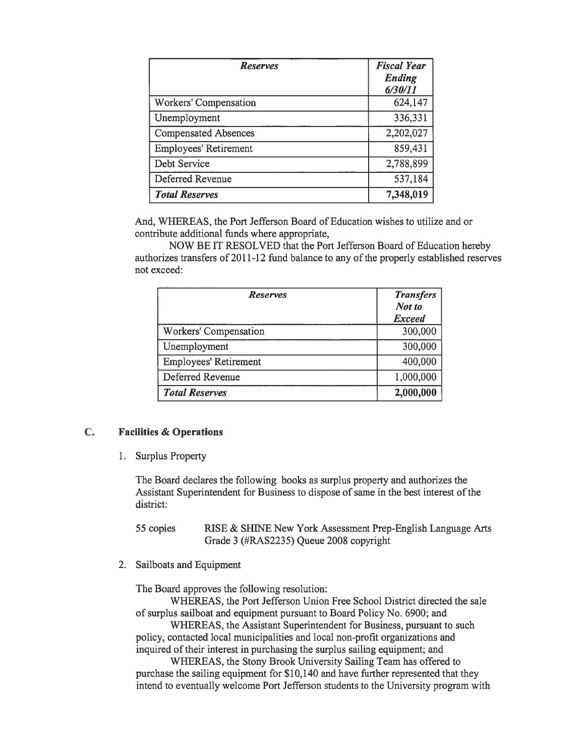| *Reserves* | *Fiscal Year Ending 6/30/11* |
|---|---|
| Workers' Compensation | 624,147 |
| Unemployment | 336,331 |
| Compensated Absences | 2,202,027 |
| Employees' Retirement | 859,431 |
| Debt Service | 2,788,899 |
| Deferred Revenue | 537,184 |
| ***Total Reserves*** | **7,348,019** |

And, WHEREAS, the Port Jefferson Board of Education wishes to utilize and or contribute additional funds where appropriate,

NOW BE IT RESOLVED that the Port Jefferson Board of Education hereby authorizes transfers of 2011-12 fund balance to any of the properly established reserves not exceed:

| *Reserves* | *Transfers Not to Exceed* |
|---|---|
| Workers' Compensation | 300,000 |
| Unemployment | 300,000 |
| Employees' Retirement | 400,000 |
| Deferred Revenue | 1,000,000 |
| ***Total Reserves*** | **2,000,000** |

### C. Facilities & Operations

1. Surplus Property

The Board declares the following books as surplus property and authorizes the Assistant Superintendent for Business to dispose of same in the best interest of the district:

55 copies RISE & SHINE New York Assessment Prep-English Language Arts Grade 3 (#RAS2235) Queue 2008 copyright

2. Sailboats and Equipment

The Board approves the following resolution:

WHEREAS, the Port Jefferson Union Free School District directed the sale of surplus sailboat and equipment pursuant to Board Policy No. 6900; and

WHEREAS, the Assistant Superintendent for Business, pursuant to such policy, contacted local municipalities and local non-profit organizations and inquired of their interest in purchasing the surplus sailing equipment; and

WHEREAS, the Stony Brook University Sailing Team has offered to purchase the sailing equipment for $10,140 and have further represented that they intend to eventually welcome Port Jefferson students to the University program with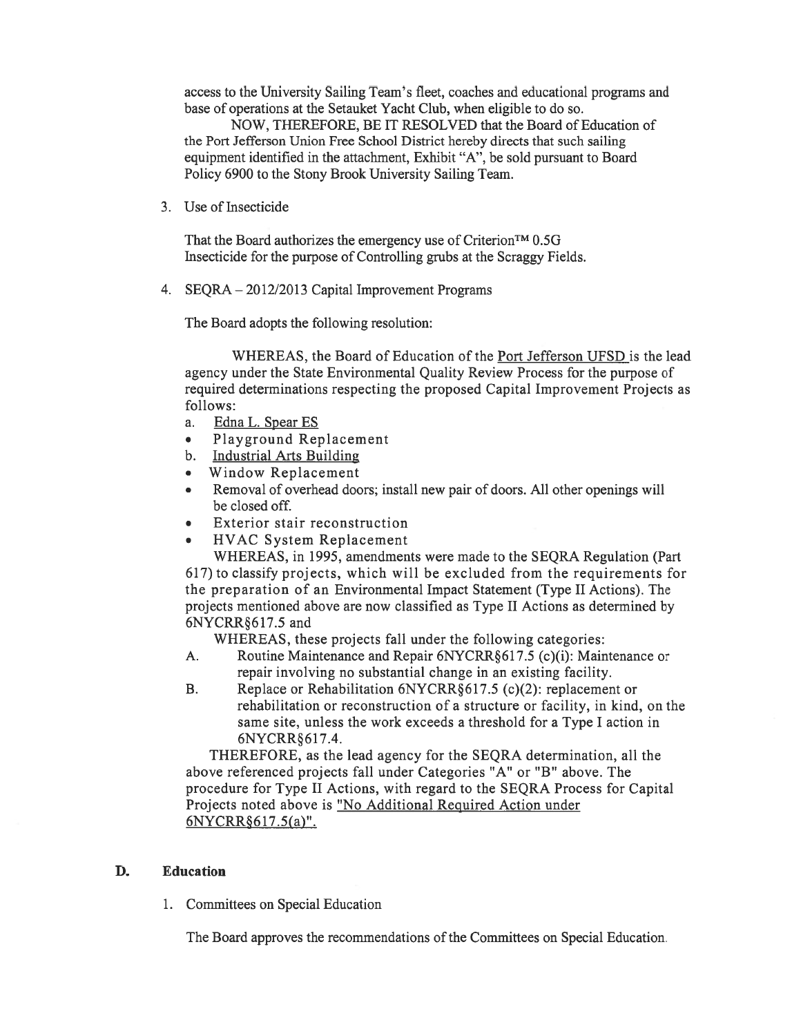access to the University Sailing Team's fleet, coaches and educational programs and base of operations at the Setauket Yacht Club, when eligible to do so.

NOW, THEREFORE, BE IT RESOLVED that the Board of Education of the Port Jefferson Union Free School District hereby directs that such sailing equipment identified in the attachment, Exhibit "A", be sold pursuant to Board Policy 6900 to the Stony Brook University Sailing Team.

3. Use of Insecticide

   That the Board authorizes the emergency use of Criterion™ 0.5G Insecticide for the purpose of Controlling grubs at the Scraggy Fields.

4. SEQRA – 2012/2013 Capital Improvement Programs

   The Board adopts the following resolution:

   WHEREAS, the Board of Education of the Port Jefferson UFSD is the lead agency under the State Environmental Quality Review Process for the purpose of required determinations respecting the proposed Capital Improvement Projects as follows:

   a. Edna L. Spear ES
   - Playground Replacement

   b. Industrial Arts Building
   - Window Replacement
   - Removal of overhead doors; install new pair of doors. All other openings will be closed off.
   - Exterior stair reconstruction
   - HVAC System Replacement

   WHEREAS, in 1995, amendments were made to the SEQRA Regulation (Part 617) to classify projects, which will be excluded from the requirements for the preparation of an Environmental Impact Statement (Type II Actions). The projects mentioned above are now classified as Type II Actions as determined by 6NYCRR§617.5 and

   WHEREAS, these projects fall under the following categories:

   A. Routine Maintenance and Repair 6NYCRR§617.5 (c)(i): Maintenance or repair involving no substantial change in an existing facility.

   B. Replace or Rehabilitation 6NYCRR§617.5 (c)(2): replacement or rehabilitation or reconstruction of a structure or facility, in kind, on the same site, unless the work exceeds a threshold for a Type I action in 6NYCRR§617.4.

   THEREFORE, as the lead agency for the SEQRA determination, all the above referenced projects fall under Categories "A" or "B" above. The procedure for Type II Actions, with regard to the SEQRA Process for Capital Projects noted above is "No Additional Required Action under 6NYCRR§617.5(a)".

## D. Education

1. Committees on Special Education

   The Board approves the recommendations of the Committees on Special Education.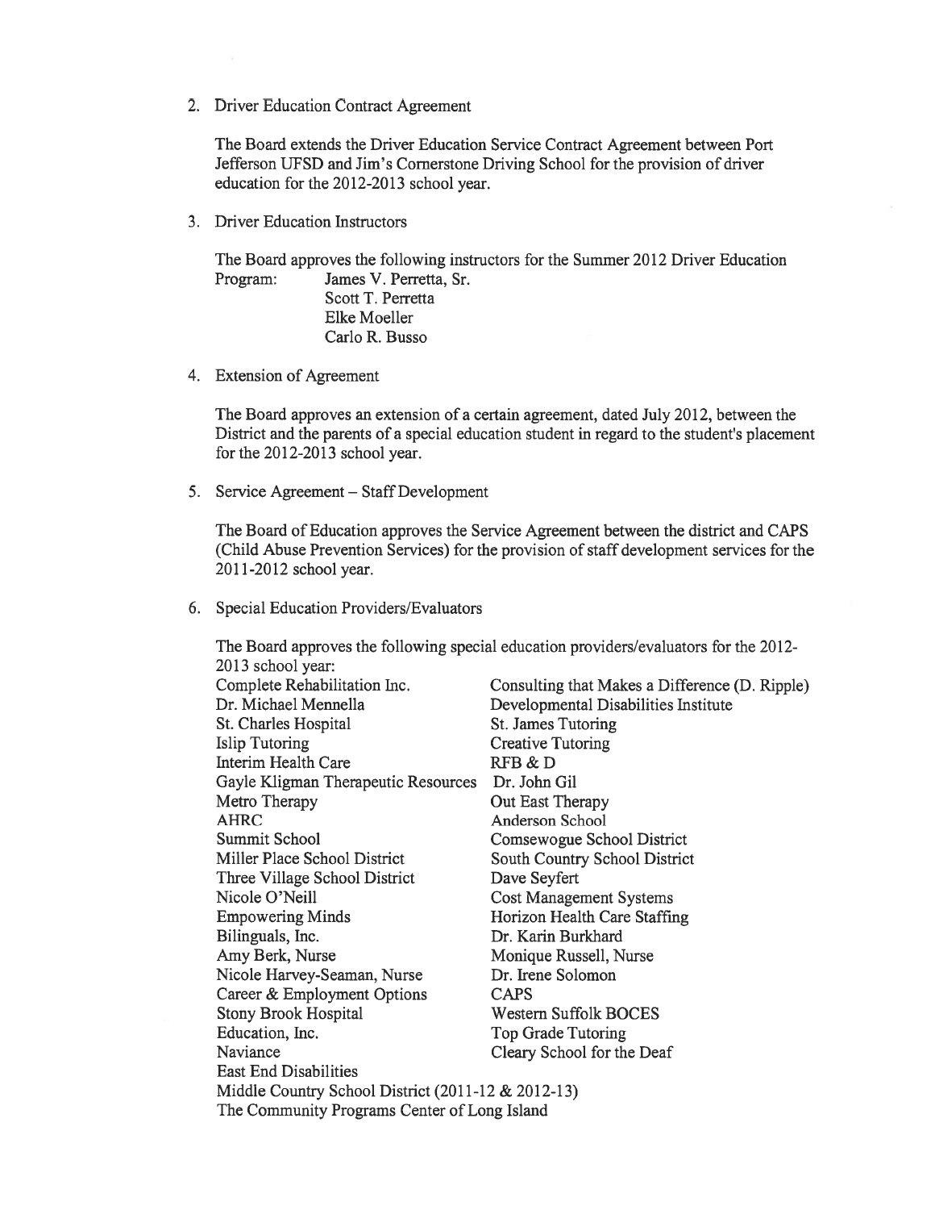2. Driver Education Contract Agreement

   The Board extends the Driver Education Service Contract Agreement between Port Jefferson UFSD and Jim's Cornerstone Driving School for the provision of driver education for the 2012-2013 school year.

3. Driver Education Instructors

   The Board approves the following instructors for the Summer 2012 Driver Education Program:
   - James V. Perretta, Sr.
   - Scott T. Perretta
   - Elke Moeller
   - Carlo R. Busso

4. Extension of Agreement

   The Board approves an extension of a certain agreement, dated July 2012, between the District and the parents of a special education student in regard to the student's placement for the 2012-2013 school year.

5. Service Agreement – Staff Development

   The Board of Education approves the Service Agreement between the district and CAPS (Child Abuse Prevention Services) for the provision of staff development services for the 2011-2012 school year.

6. Special Education Providers/Evaluators

   The Board approves the following special education providers/evaluators for the 2012-2013 school year:

   - Complete Rehabilitation Inc.
   - Consulting that Makes a Difference (D. Ripple)
   - Dr. Michael Mennella
   - Developmental Disabilities Institute
   - St. Charles Hospital
   - St. James Tutoring
   - Islip Tutoring
   - Creative Tutoring
   - Interim Health Care
   - RFB & D
   - Gayle Kligman Therapeutic Resources
   - Dr. John Gil
   - Metro Therapy
   - Out East Therapy
   - AHRC
   - Anderson School
   - Summit School
   - Comsewogue School District
   - Miller Place School District
   - South Country School District
   - Three Village School District
   - Dave Seyfert
   - Nicole O'Neill
   - Cost Management Systems
   - Empowering Minds
   - Horizon Health Care Staffing
   - Bilinguals, Inc.
   - Dr. Karin Burkhard
   - Amy Berk, Nurse
   - Monique Russell, Nurse
   - Nicole Harvey-Seaman, Nurse
   - Dr. Irene Solomon
   - Career & Employment Options
   - CAPS
   - Stony Brook Hospital
   - Western Suffolk BOCES
   - Education, Inc.
   - Top Grade Tutoring
   - Naviance
   - Cleary School for the Deaf
   - East End Disabilities
   - Middle Country School District (2011-12 & 2012-13)
   - The Community Programs Center of Long Island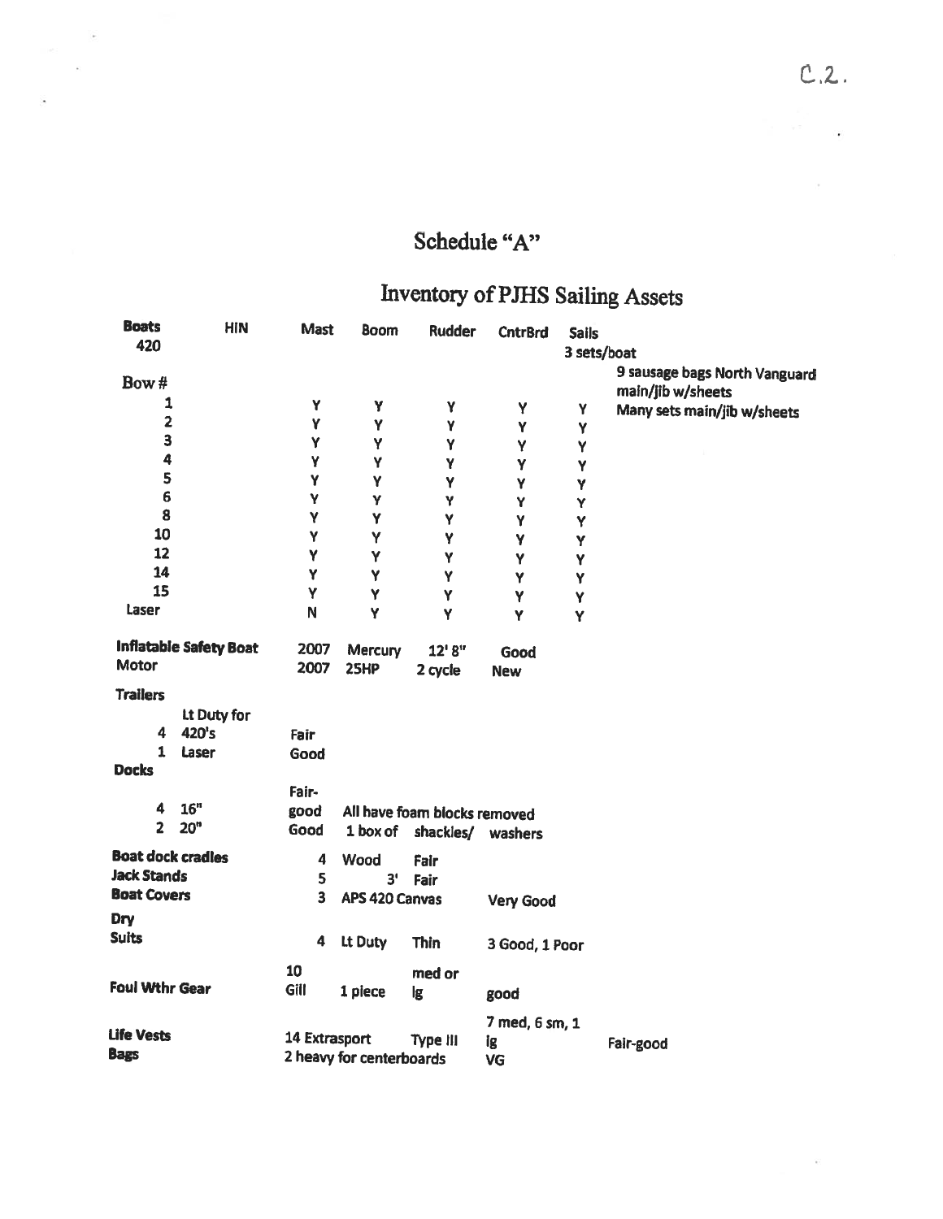C.2.

# Schedule "A"

## Inventory of PJHS Sailing Assets

| Boats | HIN | Mast | Boom | Rudder | CntrBrd | Sails | |
|---|---|---|---|---|---|---|---|
| 420 | | | | | | 3 sets/boat | |
| Bow # | | | | | | | 9 sausage bags North Vanguard main/jib w/sheets |
| 1 | | Y | Y | Y | Y | Y | Many sets main/jib w/sheets |
| 2 | | Y | Y | Y | Y | Y | |
| 3 | | Y | Y | Y | Y | Y | |
| 4 | | Y | Y | Y | Y | Y | |
| 5 | | Y | Y | Y | Y | Y | |
| 6 | | Y | Y | Y | Y | Y | |
| 8 | | Y | Y | Y | Y | Y | |
| 10 | | Y | Y | Y | Y | Y | |
| 12 | | Y | Y | Y | Y | Y | |
| 14 | | Y | Y | Y | Y | Y | |
| 15 | | Y | Y | Y | Y | Y | |
| Laser | | N | Y | Y | Y | Y | |

| | | | | | | |
|---|---|---|---|---|---|---|
| **Inflatable Safety Boat** | | 2007 | Mercury | 12' 8" | Good | |
| **Motor** | | 2007 | 25HP | 2 cycle | New | |
| **Trailers** | | | | | | |
| 4 | Lt Duty for 420's | Fair | | | | |
| 1 | Laser | Good | | | | |
| **Docks** | | | | | | |
| 4 | 16" | Fair-good | All have foam blocks removed | | | |
| 2 | 20" | Good | 1 box of | shackles/ | washers | |
| **Boat dock cradles** | | 4 | Wood | Fair | | |
| **Jack Stands** | | 5 | 3' | Fair | | |
| **Boat Covers** | | 3 | APS 420 Canvas | | Very Good | |
| **Dry Suits** | | 4 | Lt Duty | Thin | 3 Good, 1 Poor | |
| **Foul Wthr Gear** | | 10 Gill | 1 piece | med or lg | good | |
| **Life Vests** | | 14 Extrasport | | Type III | 7 med, 6 sm, 1 lg | Fair-good |
| **Bags** | | 2 heavy for centerboards | | | VG | |